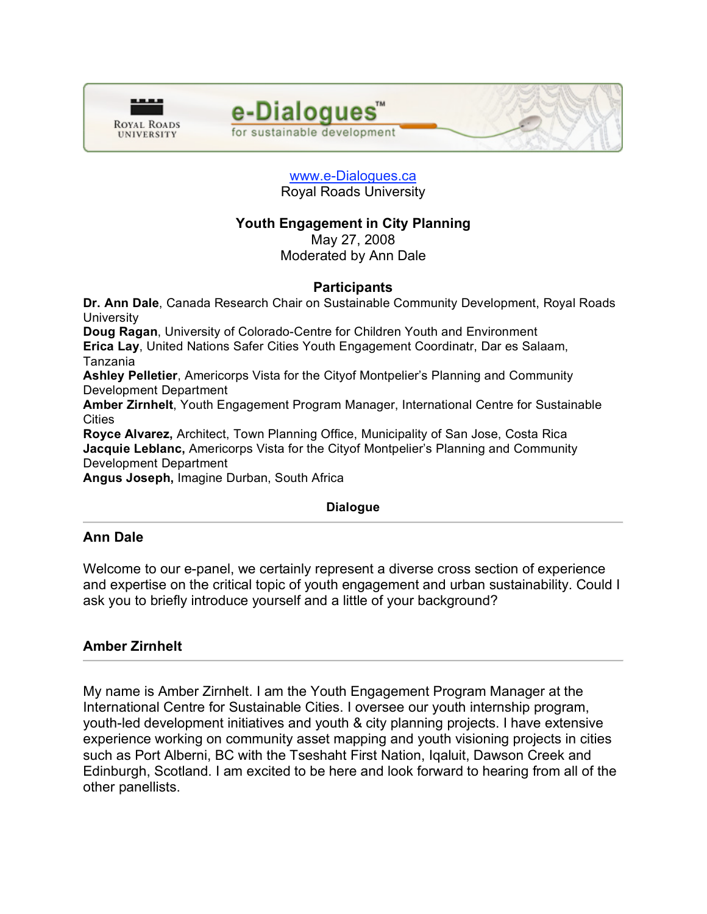www.e-Dialogues.ca

Royal Roads University

**Youth Engagement in City Planning**

May 27, 2008

Moderated by Ann Dale

## Participants

**Dr. Ann Dale**, Canada Research Chair on Sustainable Community Development, Royal Roads University

**Doug Ragan**, University of Colorado-Centre for Children Youth and Environment

**Erica Lay**, United Nations Safer Cities Youth Engagement Coordinatr, Dar es Salaam, Tanzania

**Ashley Pelletier**, Americorps Vista for the Cityof Montpelier's Planning and Community Development Department

**Amber Zirnhelt**, Youth Engagement Program Manager, International Centre for Sustainable Cities

**Royce Alvarez,** Architect, Town Planning Office, Municipality of San Jose, Costa Rica

**Jacquie Leblanc,** Americorps Vista for the Cityof Montpelier's Planning and Community Development Department

**Angus Joseph,** Imagine Durban, South Africa

**Dialogue**

---

### Ann Dale

Welcome to our e-panel, we certainly represent a diverse cross section of experience and expertise on the critical topic of youth engagement and urban sustainability. Could I ask you to briefly introduce yourself and a little of your background?

### Amber Zirnhelt

---

My name is Amber Zirnhelt. I am the Youth Engagement Program Manager at the International Centre for Sustainable Cities. I oversee our youth internship program, youth-led development initiatives and youth & city planning projects. I have extensive experience working on community asset mapping and youth visioning projects in cities such as Port Alberni, BC with the Tseshaht First Nation, Iqaluit, Dawson Creek and Edinburgh, Scotland. I am excited to be here and look forward to hearing from all of the other panellists.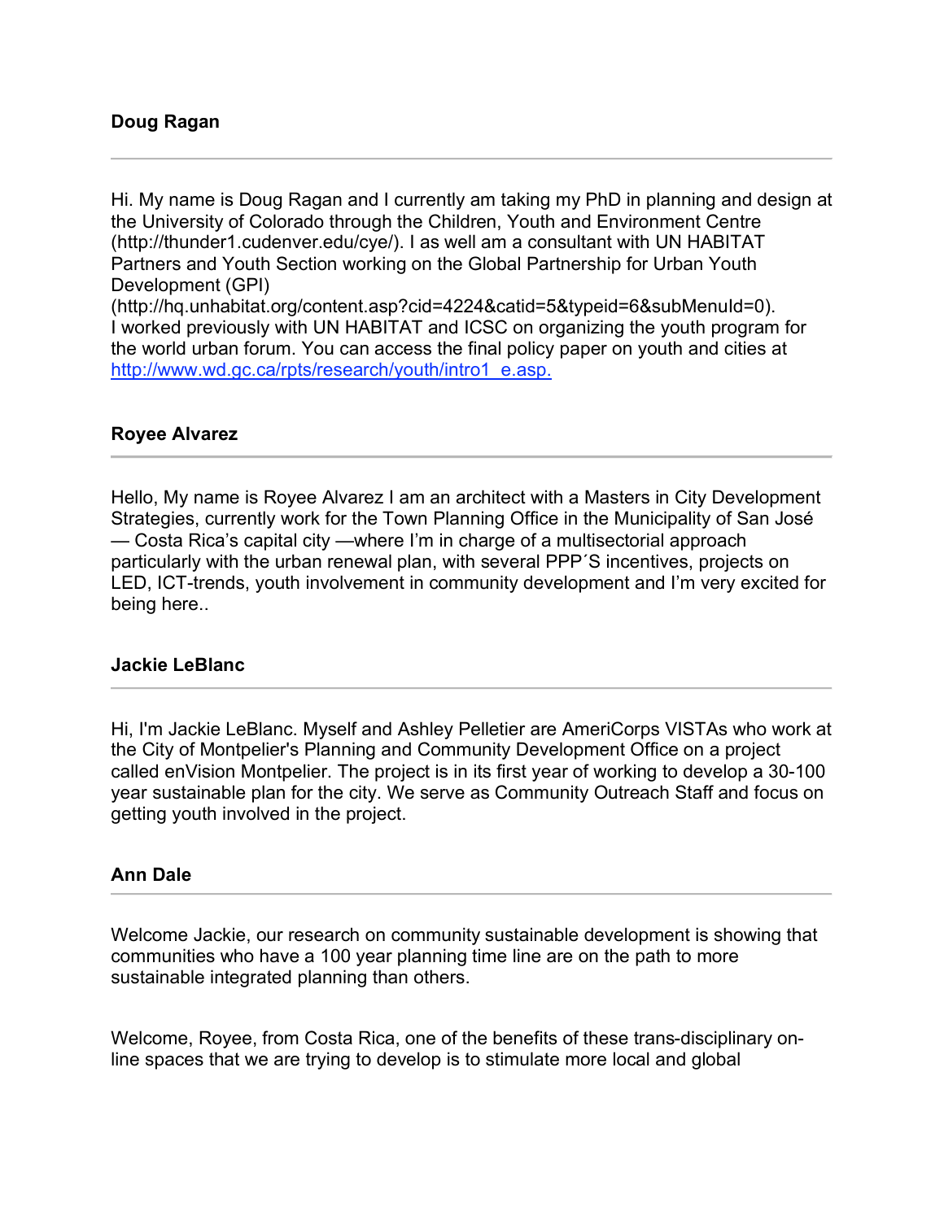**Doug Ragan**

---

Hi. My name is Doug Ragan and I currently am taking my PhD in planning and design at the University of Colorado through the Children, Youth and Environment Centre (http://thunder1.cudenver.edu/cye/). I as well am a consultant with UN HABITAT Partners and Youth Section working on the Global Partnership for Urban Youth Development (GPI) (http://hq.unhabitat.org/content.asp?cid=4224&catid=5&typeid=6&subMenuId=0). I worked previously with UN HABITAT and ICSC on organizing the youth program for the world urban forum. You can access the final policy paper on youth and cities at [http://www.wd.gc.ca/rpts/research/youth/intro1_e.asp.](http://www.wd.gc.ca/rpts/research/youth/intro1_e.asp)

**Royee Alvarez**

---

Hello, My name is Royee Alvarez I am an architect with a Masters in City Development Strategies, currently work for the Town Planning Office in the Municipality of San José — Costa Rica's capital city —where I'm in charge of a multisectorial approach particularly with the urban renewal plan, with several PPP´S incentives, projects on LED, ICT-trends, youth involvement in community development and I'm very excited for being here..

**Jackie LeBlanc**

---

Hi, I'm Jackie LeBlanc. Myself and Ashley Pelletier are AmeriCorps VISTAs who work at the City of Montpelier's Planning and Community Development Office on a project called enVision Montpelier. The project is in its first year of working to develop a 30-100 year sustainable plan for the city. We serve as Community Outreach Staff and focus on getting youth involved in the project.

**Ann Dale**

---

Welcome Jackie, our research on community sustainable development is showing that communities who have a 100 year planning time line are on the path to more sustainable integrated planning than others.

Welcome, Royee, from Costa Rica, one of the benefits of these trans-disciplinary on-line spaces that we are trying to develop is to stimulate more local and global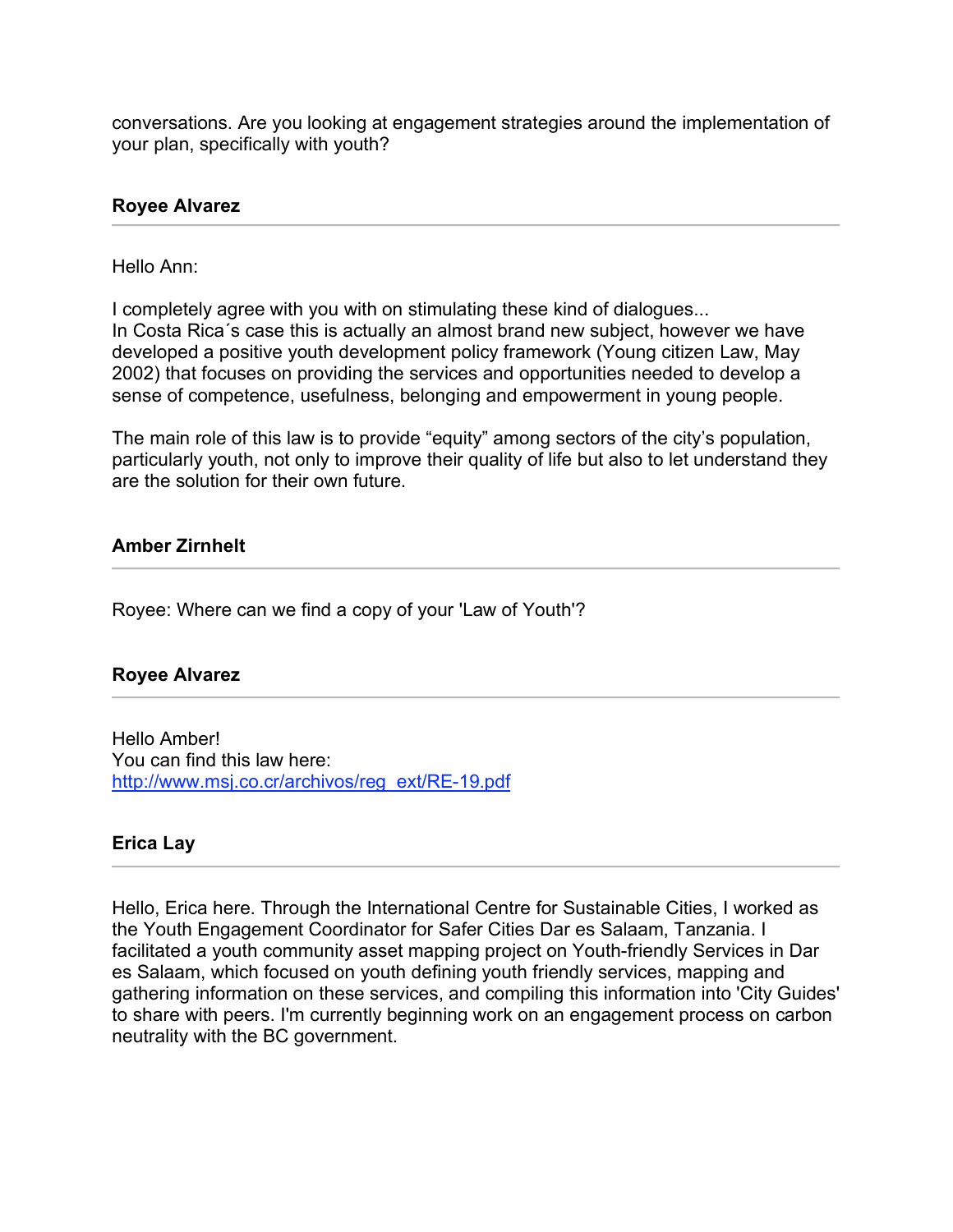conversations. Are you looking at engagement strategies around the implementation of your plan, specifically with youth?

**Royee Alvarez**

---

Hello Ann:

I completely agree with you with on stimulating these kind of dialogues...
In Costa Rica´s case this is actually an almost brand new subject, however we have developed a positive youth development policy framework (Young citizen Law, May 2002) that focuses on providing the services and opportunities needed to develop a sense of competence, usefulness, belonging and empowerment in young people.

The main role of this law is to provide “equity” among sectors of the city’s population, particularly youth, not only to improve their quality of life but also to let understand they are the solution for their own future.

**Amber Zirnhelt**

---

Royee: Where can we find a copy of your 'Law of Youth'?

**Royee Alvarez**

---

Hello Amber!
You can find this law here:
http://www.msj.co.cr/archivos/reg_ext/RE-19.pdf

**Erica Lay**

---

Hello, Erica here. Through the International Centre for Sustainable Cities, I worked as the Youth Engagement Coordinator for Safer Cities Dar es Salaam, Tanzania. I facilitated a youth community asset mapping project on Youth-friendly Services in Dar es Salaam, which focused on youth defining youth friendly services, mapping and gathering information on these services, and compiling this information into 'City Guides' to share with peers. I'm currently beginning work on an engagement process on carbon neutrality with the BC government.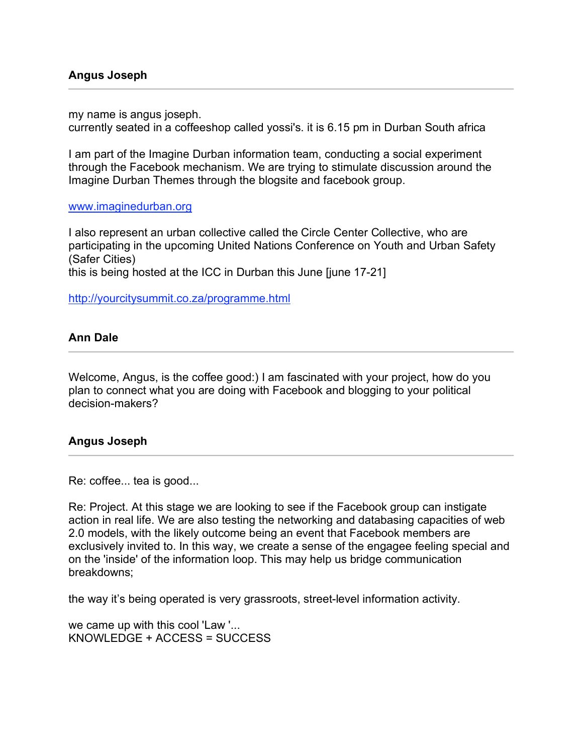**Angus Joseph**

---

my name is angus joseph.
currently seated in a coffeeshop called yossi's. it is 6.15 pm in Durban South africa

I am part of the Imagine Durban information team, conducting a social experiment through the Facebook mechanism. We are trying to stimulate discussion around the Imagine Durban Themes through the blogsite and facebook group.

[www.imaginedurban.org](http://www.imaginedurban.org)

I also represent an urban collective called the Circle Center Collective, who are participating in the upcoming United Nations Conference on Youth and Urban Safety (Safer Cities)
this is being hosted at the ICC in Durban this June [june 17-21]

[http://yourcitysummit.co.za/programme.html](http://yourcitysummit.co.za/programme.html)

**Ann Dale**

---

Welcome, Angus, is the coffee good:) I am fascinated with your project, how do you plan to connect what you are doing with Facebook and blogging to your political decision-makers?

**Angus Joseph**

---

Re: coffee... tea is good...

Re: Project. At this stage we are looking to see if the Facebook group can instigate action in real life. We are also testing the networking and databasing capacities of web 2.0 models, with the likely outcome being an event that Facebook members are exclusively invited to. In this way, we create a sense of the engagee feeling special and on the 'inside' of the information loop. This may help us bridge communication breakdowns;

the way it's being operated is very grassroots, street-level information activity.

we came up with this cool 'Law '...
KNOWLEDGE + ACCESS = SUCCESS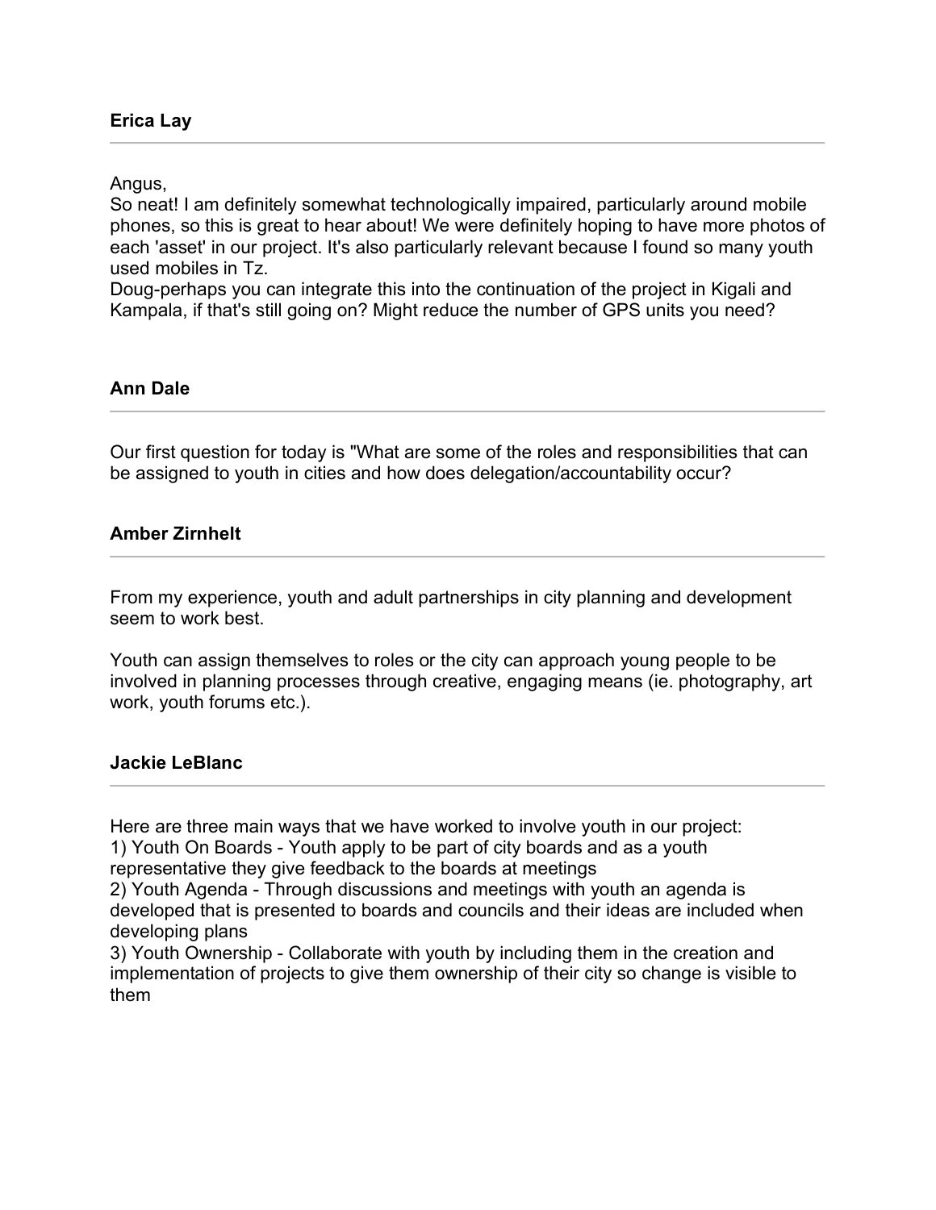**Erica Lay**

---

Angus,
So neat! I am definitely somewhat technologically impaired, particularly around mobile phones, so this is great to hear about! We were definitely hoping to have more photos of each 'asset' in our project. It's also particularly relevant because I found so many youth used mobiles in Tz.
Doug-perhaps you can integrate this into the continuation of the project in Kigali and Kampala, if that's still going on? Might reduce the number of GPS units you need?

**Ann Dale**

---

Our first question for today is "What are some of the roles and responsibilities that can be assigned to youth in cities and how does delegation/accountability occur?

**Amber Zirnhelt**

---

From my experience, youth and adult partnerships in city planning and development seem to work best.

Youth can assign themselves to roles or the city can approach young people to be involved in planning processes through creative, engaging means (ie. photography, art work, youth forums etc.).

**Jackie LeBlanc**

---

Here are three main ways that we have worked to involve youth in our project:
1) Youth On Boards - Youth apply to be part of city boards and as a youth representative they give feedback to the boards at meetings
2) Youth Agenda - Through discussions and meetings with youth an agenda is developed that is presented to boards and councils and their ideas are included when developing plans
3) Youth Ownership - Collaborate with youth by including them in the creation and implementation of projects to give them ownership of their city so change is visible to them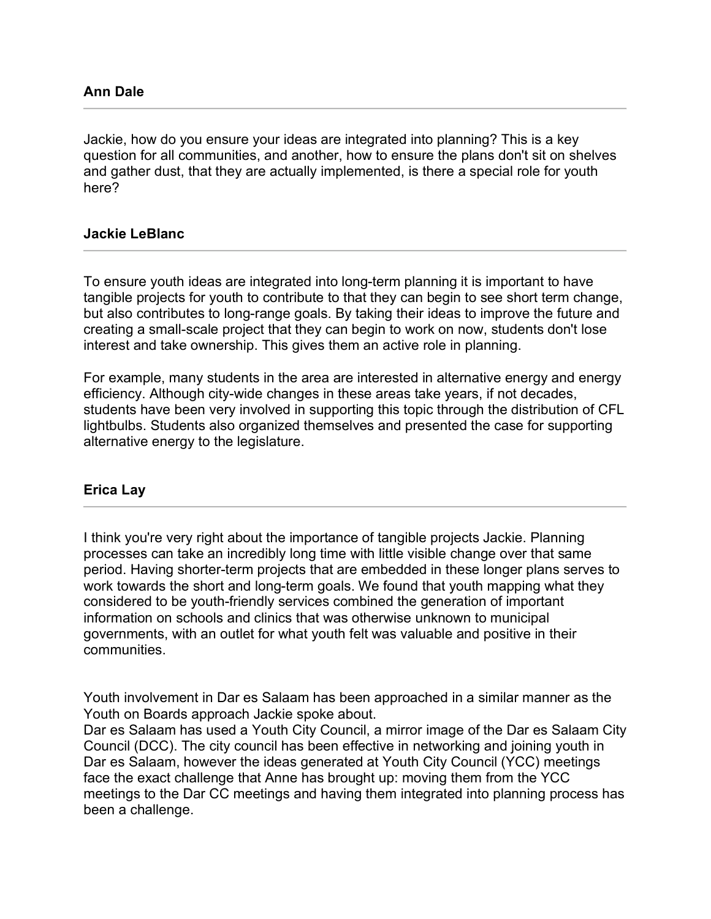### Ann Dale

---

Jackie, how do you ensure your ideas are integrated into planning? This is a key question for all communities, and another, how to ensure the plans don't sit on shelves and gather dust, that they are actually implemented, is there a special role for youth here?

### Jackie LeBlanc

---

To ensure youth ideas are integrated into long-term planning it is important to have tangible projects for youth to contribute to that they can begin to see short term change, but also contributes to long-range goals. By taking their ideas to improve the future and creating a small-scale project that they can begin to work on now, students don't lose interest and take ownership. This gives them an active role in planning.

For example, many students in the area are interested in alternative energy and energy efficiency. Although city-wide changes in these areas take years, if not decades, students have been very involved in supporting this topic through the distribution of CFL lightbulbs. Students also organized themselves and presented the case for supporting alternative energy to the legislature.

### Erica Lay

---

I think you're very right about the importance of tangible projects Jackie. Planning processes can take an incredibly long time with little visible change over that same period. Having shorter-term projects that are embedded in these longer plans serves to work towards the short and long-term goals. We found that youth mapping what they considered to be youth-friendly services combined the generation of important information on schools and clinics that was otherwise unknown to municipal governments, with an outlet for what youth felt was valuable and positive in their communities.

Youth involvement in Dar es Salaam has been approached in a similar manner as the Youth on Boards approach Jackie spoke about.
Dar es Salaam has used a Youth City Council, a mirror image of the Dar es Salaam City Council (DCC). The city council has been effective in networking and joining youth in Dar es Salaam, however the ideas generated at Youth City Council (YCC) meetings face the exact challenge that Anne has brought up: moving them from the YCC meetings to the Dar CC meetings and having them integrated into planning process has been a challenge.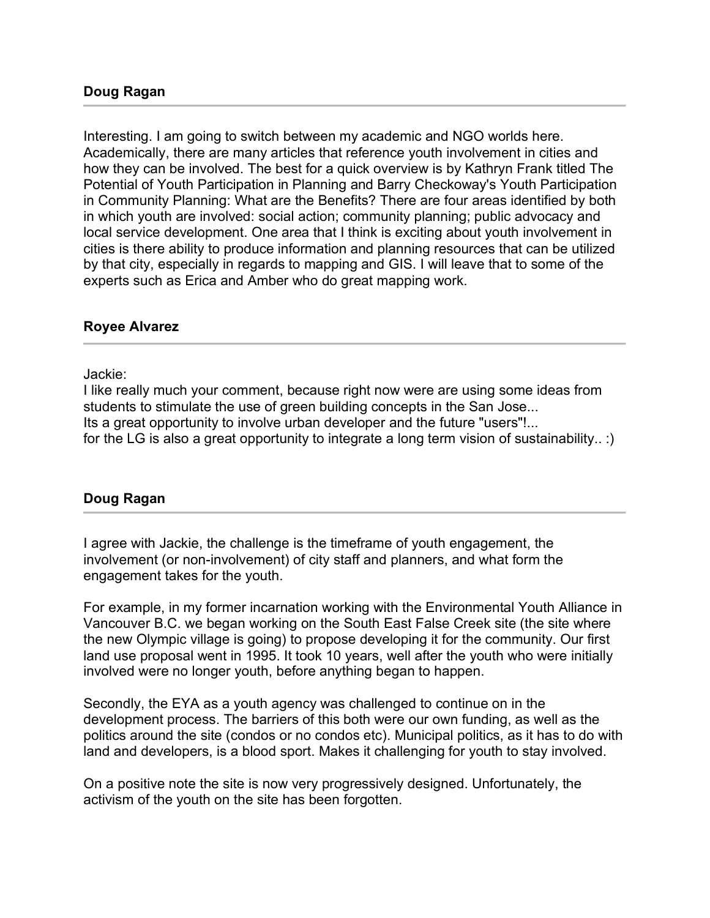**Doug Ragan**

---

Interesting. I am going to switch between my academic and NGO worlds here. Academically, there are many articles that reference youth involvement in cities and how they can be involved. The best for a quick overview is by Kathryn Frank titled The Potential of Youth Participation in Planning and Barry Checkoway's Youth Participation in Community Planning: What are the Benefits? There are four areas identified by both in which youth are involved: social action; community planning; public advocacy and local service development. One area that I think is exciting about youth involvement in cities is there ability to produce information and planning resources that can be utilized by that city, especially in regards to mapping and GIS. I will leave that to some of the experts such as Erica and Amber who do great mapping work.

**Royee Alvarez**

---

Jackie:
I like really much your comment, because right now were are using some ideas from students to stimulate the use of green building concepts in the San Jose...
Its a great opportunity to involve urban developer and the future "users"!...
for the LG is also a great opportunity to integrate a long term vision of sustainability.. :)

**Doug Ragan**

---

I agree with Jackie, the challenge is the timeframe of youth engagement, the involvement (or non-involvement) of city staff and planners, and what form the engagement takes for the youth.

For example, in my former incarnation working with the Environmental Youth Alliance in Vancouver B.C. we began working on the South East False Creek site (the site where the new Olympic village is going) to propose developing it for the community. Our first land use proposal went in 1995. It took 10 years, well after the youth who were initially involved were no longer youth, before anything began to happen.

Secondly, the EYA as a youth agency was challenged to continue on in the development process. The barriers of this both were our own funding, as well as the politics around the site (condos or no condos etc). Municipal politics, as it has to do with land and developers, is a blood sport. Makes it challenging for youth to stay involved.

On a positive note the site is now very progressively designed. Unfortunately, the activism of the youth on the site has been forgotten.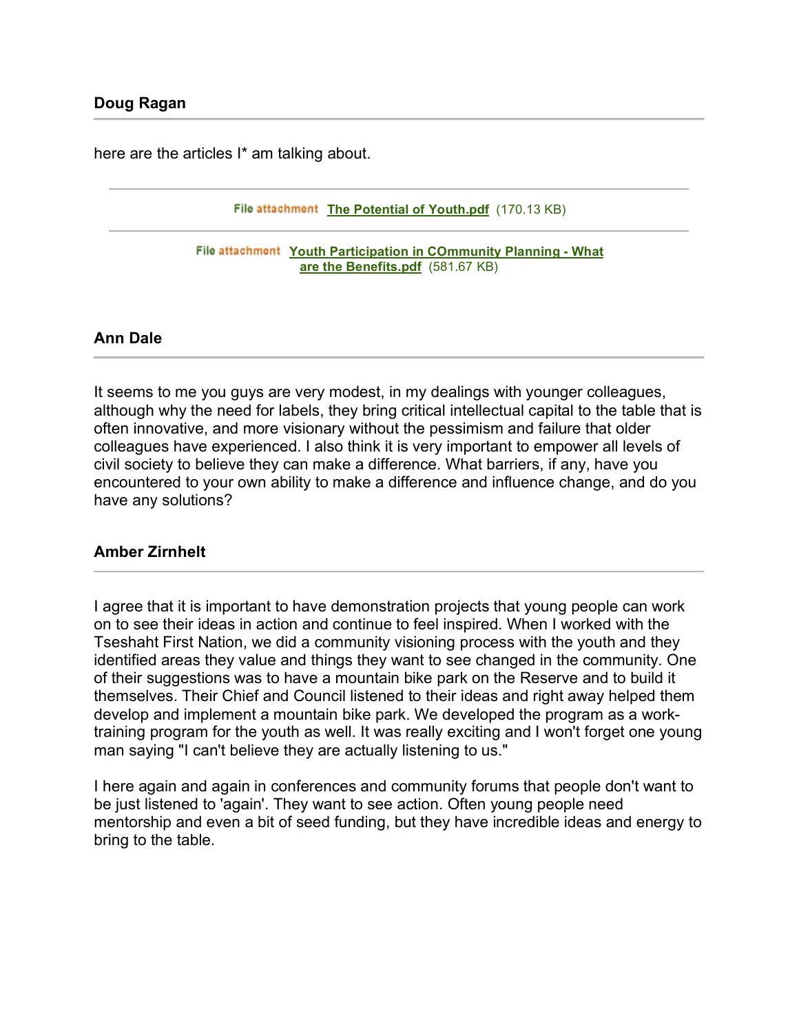### Doug Ragan

here are the articles I* am talking about.

File attachment **The Potential of Youth.pdf** (170.13 KB)

File attachment **Youth Participation in COmmunity Planning - What are the Benefits.pdf** (581.67 KB)

### Ann Dale

It seems to me you guys are very modest, in my dealings with younger colleagues, although why the need for labels, they bring critical intellectual capital to the table that is often innovative, and more visionary without the pessimism and failure that older colleagues have experienced. I also think it is very important to empower all levels of civil society to believe they can make a difference. What barriers, if any, have you encountered to your own ability to make a difference and influence change, and do you have any solutions?

### Amber Zirnhelt

I agree that it is important to have demonstration projects that young people can work on to see their ideas in action and continue to feel inspired. When I worked with the Tseshaht First Nation, we did a community visioning process with the youth and they identified areas they value and things they want to see changed in the community. One of their suggestions was to have a mountain bike park on the Reserve and to build it themselves. Their Chief and Council listened to their ideas and right away helped them develop and implement a mountain bike park. We developed the program as a work-training program for the youth as well. It was really exciting and I won't forget one young man saying "I can't believe they are actually listening to us."

I here again and again in conferences and community forums that people don't want to be just listened to 'again'. They want to see action. Often young people need mentorship and even a bit of seed funding, but they have incredible ideas and energy to bring to the table.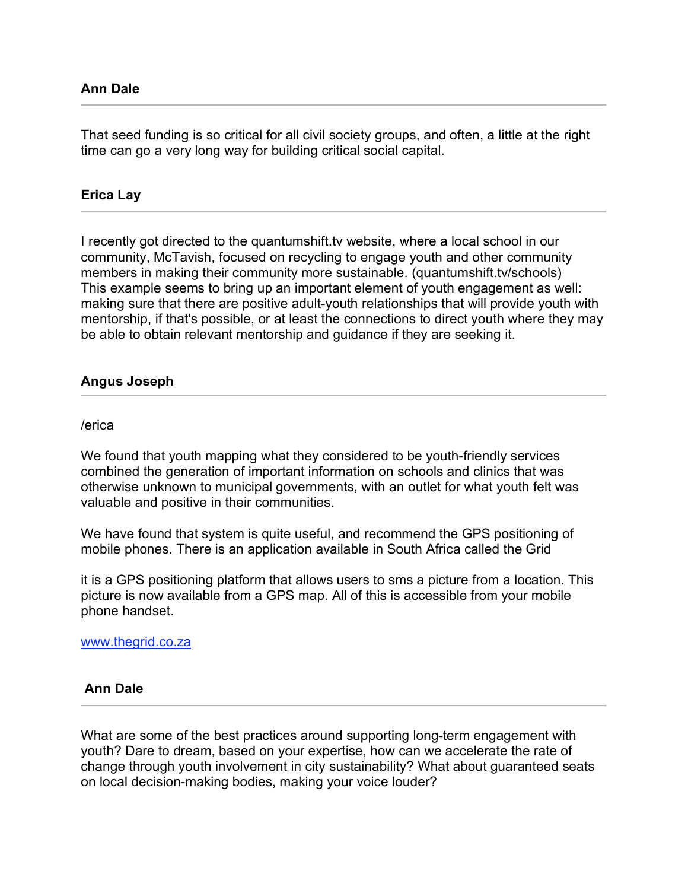**Ann Dale**

---

That seed funding is so critical for all civil society groups, and often, a little at the right time can go a very long way for building critical social capital.

**Erica Lay**

---

I recently got directed to the quantumshift.tv website, where a local school in our community, McTavish, focused on recycling to engage youth and other community members in making their community more sustainable. (quantumshift.tv/schools)
This example seems to bring up an important element of youth engagement as well: making sure that there are positive adult-youth relationships that will provide youth with mentorship, if that's possible, or at least the connections to direct youth where they may be able to obtain relevant mentorship and guidance if they are seeking it.

**Angus Joseph**

---

/erica

We found that youth mapping what they considered to be youth-friendly services combined the generation of important information on schools and clinics that was otherwise unknown to municipal governments, with an outlet for what youth felt was valuable and positive in their communities.

We have found that system is quite useful, and recommend the GPS positioning of mobile phones. There is an application available in South Africa called the Grid

it is a GPS positioning platform that allows users to sms a picture from a location. This picture is now available from a GPS map. All of this is accessible from your mobile phone handset.

[www.thegrid.co.za](http://www.thegrid.co.za)

**Ann Dale**

---

What are some of the best practices around supporting long-term engagement with youth? Dare to dream, based on your expertise, how can we accelerate the rate of change through youth involvement in city sustainability? What about guaranteed seats on local decision-making bodies, making your voice louder?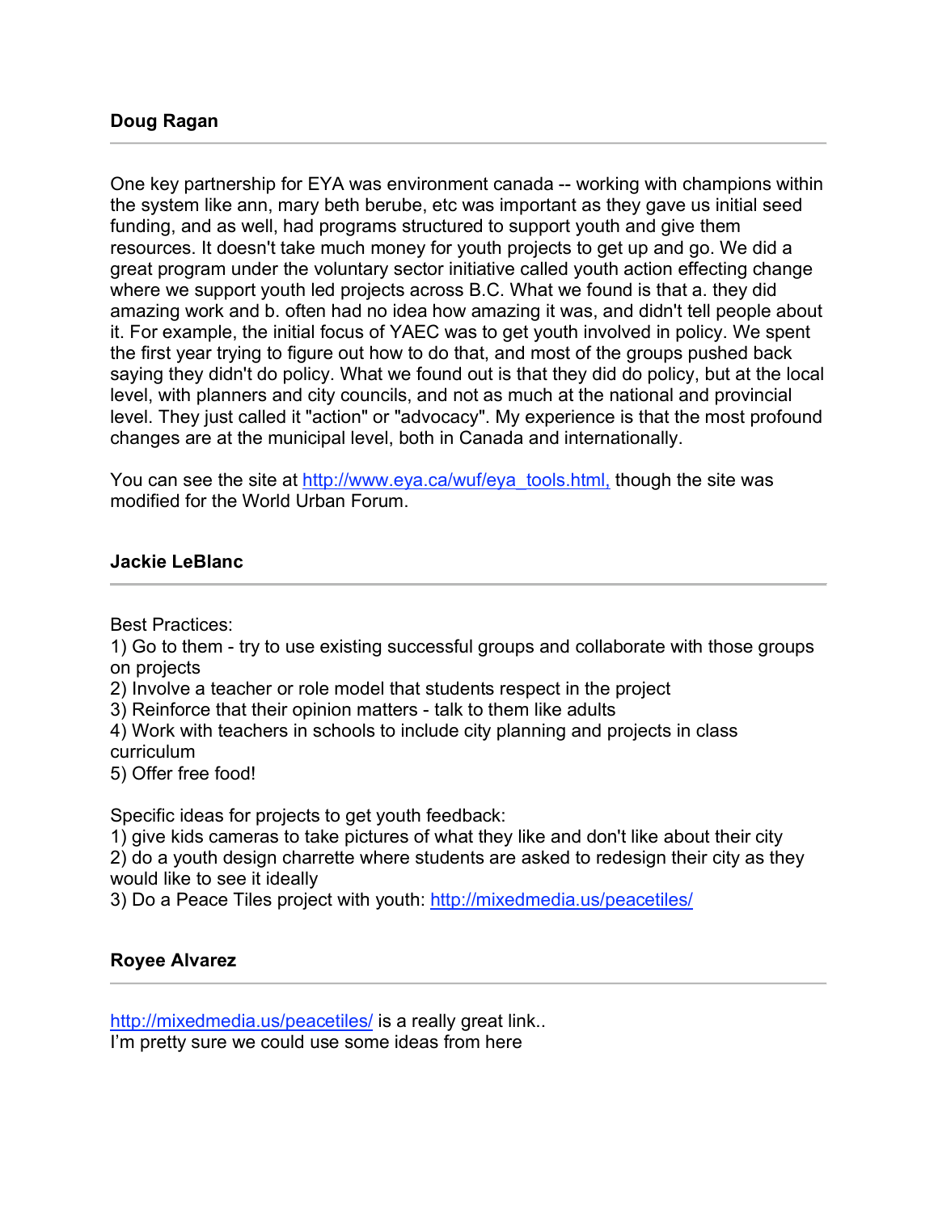### Doug Ragan

---

One key partnership for EYA was environment canada -- working with champions within the system like ann, mary beth berube, etc was important as they gave us initial seed funding, and as well, had programs structured to support youth and give them resources. It doesn't take much money for youth projects to get up and go. We did a great program under the voluntary sector initiative called youth action effecting change where we support youth led projects across B.C. What we found is that a. they did amazing work and b. often had no idea how amazing it was, and didn't tell people about it. For example, the initial focus of YAEC was to get youth involved in policy. We spent the first year trying to figure out how to do that, and most of the groups pushed back saying they didn't do policy. What we found out is that they did do policy, but at the local level, with planners and city councils, and not as much at the national and provincial level. They just called it "action" or "advocacy". My experience is that the most profound changes are at the municipal level, both in Canada and internationally.

You can see the site at [http://www.eya.ca/wuf/eya_tools.html,](http://www.eya.ca/wuf/eya_tools.html) though the site was modified for the World Urban Forum.

### Jackie LeBlanc

---

Best Practices:
1) Go to them - try to use existing successful groups and collaborate with those groups on projects
2) Involve a teacher or role model that students respect in the project
3) Reinforce that their opinion matters - talk to them like adults
4) Work with teachers in schools to include city planning and projects in class curriculum
5) Offer free food!

Specific ideas for projects to get youth feedback:
1) give kids cameras to take pictures of what they like and don't like about their city
2) do a youth design charrette where students are asked to redesign their city as they would like to see it ideally
3) Do a Peace Tiles project with youth: [http://mixedmedia.us/peacetiles/](http://mixedmedia.us/peacetiles/)

### Royee Alvarez

---

[http://mixedmedia.us/peacetiles/](http://mixedmedia.us/peacetiles/) is a really great link..
I'm pretty sure we could use some ideas from here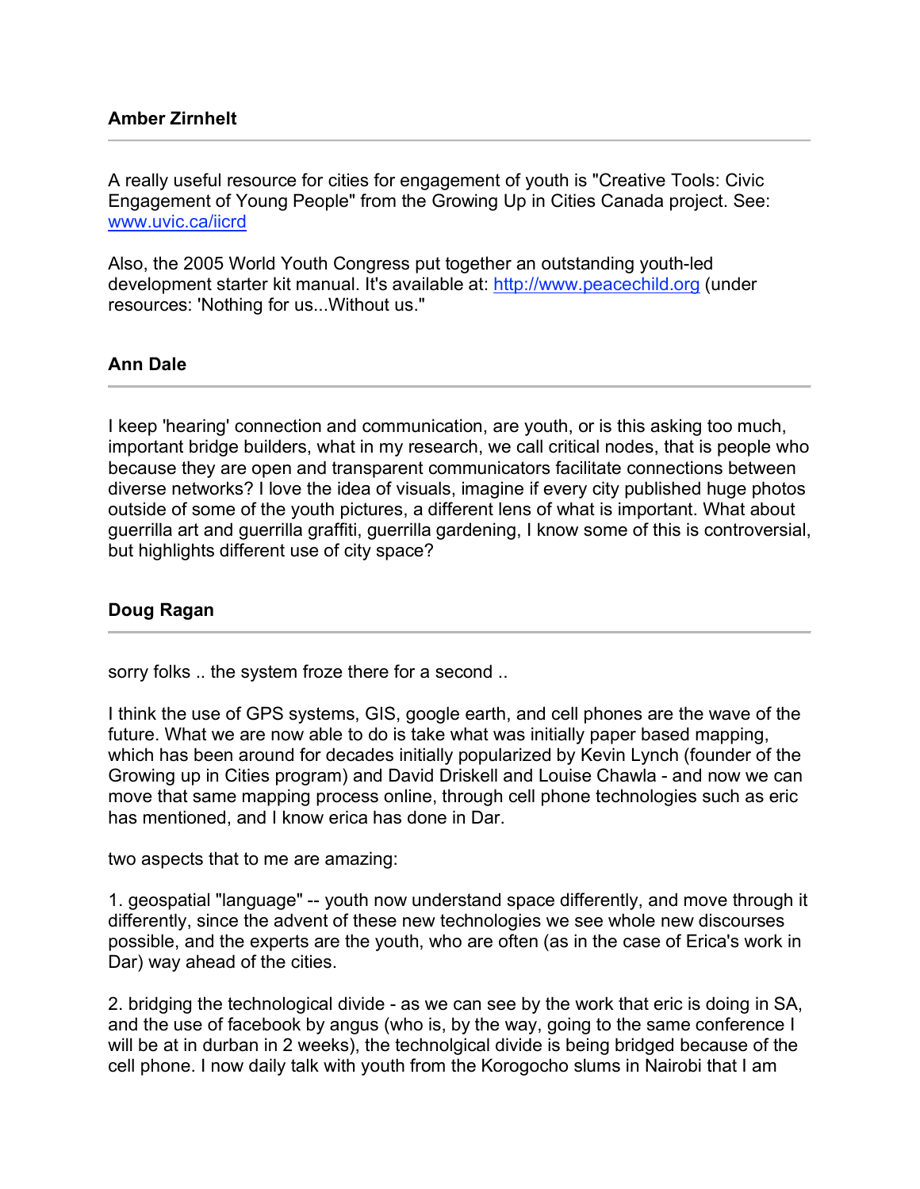**Amber Zirnhelt**

---

A really useful resource for cities for engagement of youth is "Creative Tools: Civic Engagement of Young People" from the Growing Up in Cities Canada project. See: [www.uvic.ca/iicrd](www.uvic.ca/iicrd)

Also, the 2005 World Youth Congress put together an outstanding youth-led development starter kit manual. It's available at: [http://www.peacechild.org](http://www.peacechild.org) (under resources: 'Nothing for us...Without us."

**Ann Dale**

---

I keep 'hearing' connection and communication, are youth, or is this asking too much, important bridge builders, what in my research, we call critical nodes, that is people who because they are open and transparent communicators facilitate connections between diverse networks? I love the idea of visuals, imagine if every city published huge photos outside of some of the youth pictures, a different lens of what is important. What about guerrilla art and guerrilla graffiti, guerrilla gardening, I know some of this is controversial, but highlights different use of city space?

**Doug Ragan**

---

sorry folks .. the system froze there for a second ..

I think the use of GPS systems, GIS, google earth, and cell phones are the wave of the future. What we are now able to do is take what was initially paper based mapping, which has been around for decades initially popularized by Kevin Lynch (founder of the Growing up in Cities program) and David Driskell and Louise Chawla - and now we can move that same mapping process online, through cell phone technologies such as eric has mentioned, and I know erica has done in Dar.

two aspects that to me are amazing:

1. geospatial "language" -- youth now understand space differently, and move through it differently, since the advent of these new technologies we see whole new discourses possible, and the experts are the youth, who are often (as in the case of Erica's work in Dar) way ahead of the cities.

2. bridging the technological divide - as we can see by the work that eric is doing in SA, and the use of facebook by angus (who is, by the way, going to the same conference I will be at in durban in 2 weeks), the technolgical divide is being bridged because of the cell phone. I now daily talk with youth from the Korogocho slums in Nairobi that I am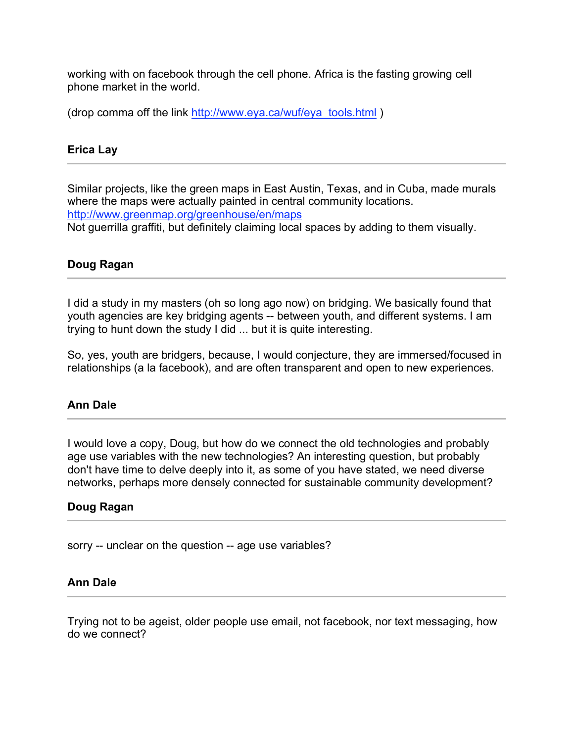working with on facebook through the cell phone. Africa is the fasting growing cell phone market in the world.

(drop comma off the link http://www.eya.ca/wuf/eya_tools.html )

**Erica Lay**

---

Similar projects, like the green maps in East Austin, Texas, and in Cuba, made murals where the maps were actually painted in central community locations.
http://www.greenmap.org/greenhouse/en/maps
Not guerrilla graffiti, but definitely claiming local spaces by adding to them visually.

**Doug Ragan**

---

I did a study in my masters (oh so long ago now) on bridging. We basically found that youth agencies are key bridging agents -- between youth, and different systems. I am trying to hunt down the study I did ... but it is quite interesting.

So, yes, youth are bridgers, because, I would conjecture, they are immersed/focused in relationships (a la facebook), and are often transparent and open to new experiences.

**Ann Dale**

---

I would love a copy, Doug, but how do we connect the old technologies and probably age use variables with the new technologies? An interesting question, but probably don't have time to delve deeply into it, as some of you have stated, we need diverse networks, perhaps more densely connected for sustainable community development?

**Doug Ragan**

---

sorry -- unclear on the question -- age use variables?

**Ann Dale**

---

Trying not to be ageist, older people use email, not facebook, nor text messaging, how do we connect?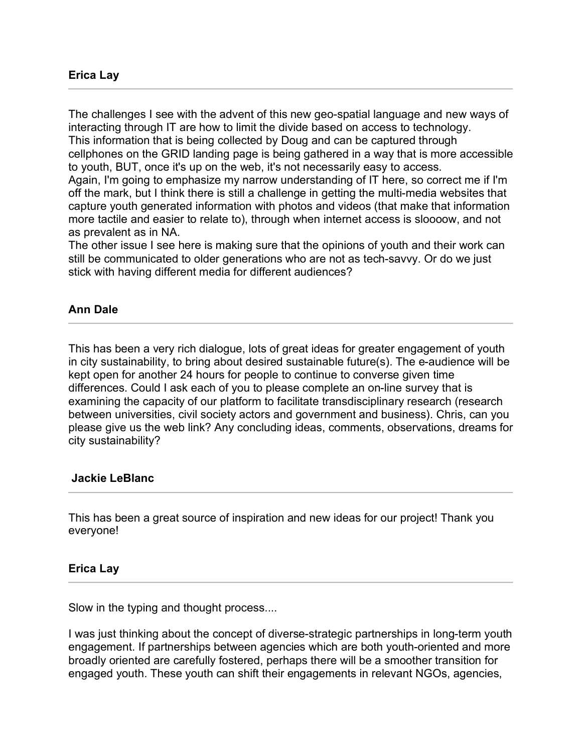**Erica Lay**

---

The challenges I see with the advent of this new geo-spatial language and new ways of interacting through IT are how to limit the divide based on access to technology.
This information that is being collected by Doug and can be captured through cellphones on the GRID landing page is being gathered in a way that is more accessible to youth, BUT, once it's up on the web, it's not necessarily easy to access.
Again, I'm going to emphasize my narrow understanding of IT here, so correct me if I'm off the mark, but I think there is still a challenge in getting the multi-media websites that capture youth generated information with photos and videos (that make that information more tactile and easier to relate to), through when internet access is sloooow, and not as prevalent as in NA.
The other issue I see here is making sure that the opinions of youth and their work can still be communicated to older generations who are not as tech-savvy. Or do we just stick with having different media for different audiences?

**Ann Dale**

---

This has been a very rich dialogue, lots of great ideas for greater engagement of youth in city sustainability, to bring about desired sustainable future(s). The e-audience will be kept open for another 24 hours for people to continue to converse given time differences. Could I ask each of you to please complete an on-line survey that is examining the capacity of our platform to facilitate transdisciplinary research (research between universities, civil society actors and government and business). Chris, can you please give us the web link? Any concluding ideas, comments, observations, dreams for city sustainability?

**Jackie LeBlanc**

---

This has been a great source of inspiration and new ideas for our project! Thank you everyone!

**Erica Lay**

---

Slow in the typing and thought process....

I was just thinking about the concept of diverse-strategic partnerships in long-term youth engagement. If partnerships between agencies which are both youth-oriented and more broadly oriented are carefully fostered, perhaps there will be a smoother transition for engaged youth. These youth can shift their engagements in relevant NGOs, agencies,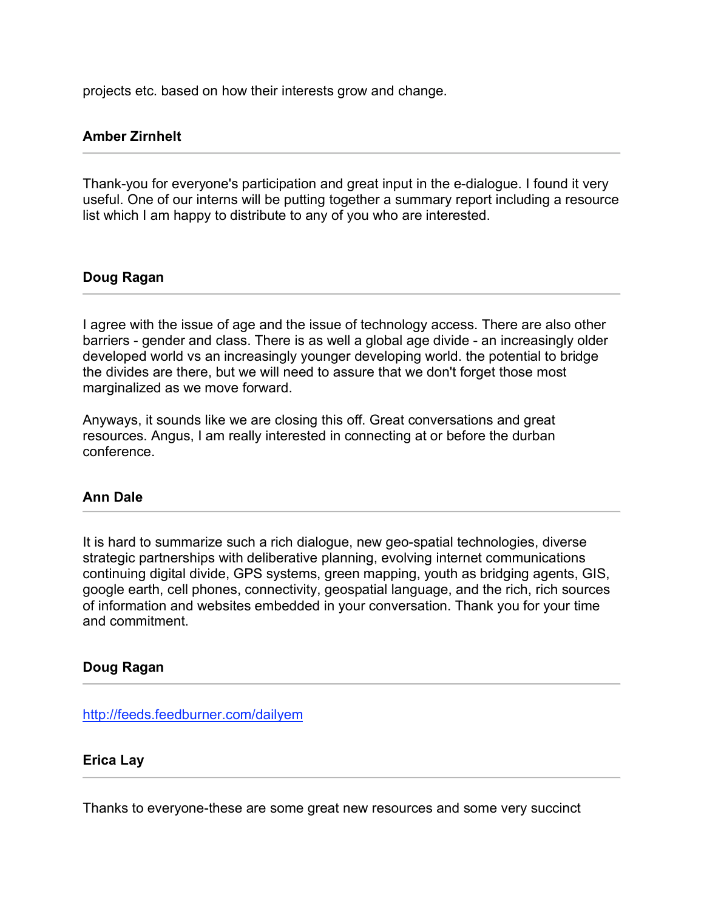projects etc. based on how their interests grow and change.

**Amber Zirnhelt**

---

Thank-you for everyone's participation and great input in the e-dialogue. I found it very useful. One of our interns will be putting together a summary report including a resource list which I am happy to distribute to any of you who are interested.

**Doug Ragan**

---

I agree with the issue of age and the issue of technology access. There are also other barriers - gender and class. There is as well a global age divide - an increasingly older developed world vs an increasingly younger developing world. the potential to bridge the divides are there, but we will need to assure that we don't forget those most marginalized as we move forward.

Anyways, it sounds like we are closing this off. Great conversations and great resources. Angus, I am really interested in connecting at or before the durban conference.

**Ann Dale**

---

It is hard to summarize such a rich dialogue, new geo-spatial technologies, diverse strategic partnerships with deliberative planning, evolving internet communications continuing digital divide, GPS systems, green mapping, youth as bridging agents, GIS, google earth, cell phones, connectivity, geospatial language, and the rich, rich sources of information and websites embedded in your conversation. Thank you for your time and commitment.

**Doug Ragan**

---

http://feeds.feedburner.com/dailyem

**Erica Lay**

---

Thanks to everyone-these are some great new resources and some very succinct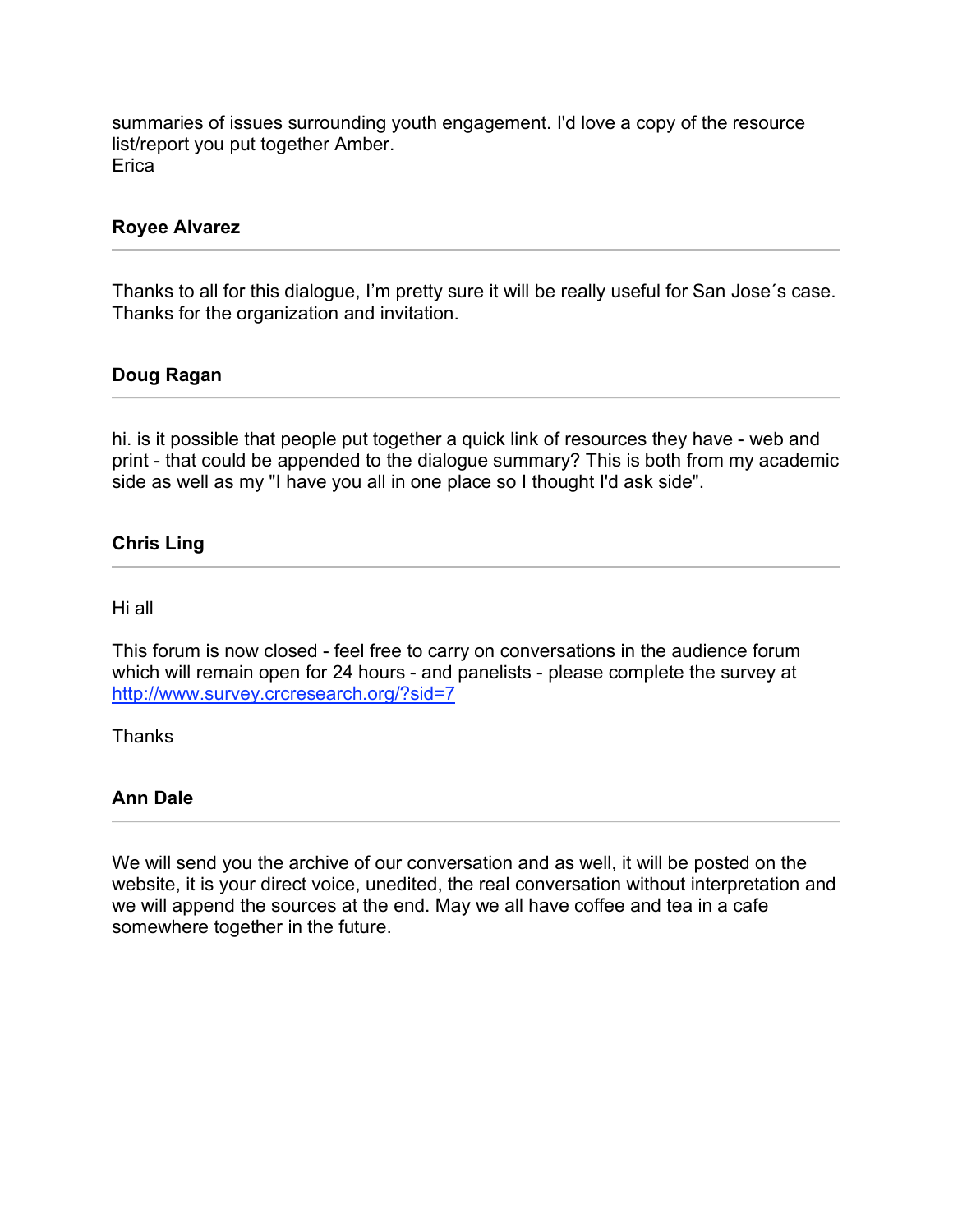summaries of issues surrounding youth engagement. I'd love a copy of the resource list/report you put together Amber.
Erica

**Royee Alvarez**

---

Thanks to all for this dialogue, I'm pretty sure it will be really useful for San Jose´s case. Thanks for the organization and invitation.

**Doug Ragan**

---

hi. is it possible that people put together a quick link of resources they have - web and print - that could be appended to the dialogue summary? This is both from my academic side as well as my "I have you all in one place so I thought I'd ask side".

**Chris Ling**

---

Hi all

This forum is now closed - feel free to carry on conversations in the audience forum which will remain open for 24 hours - and panelists - please complete the survey at http://www.survey.crcresearch.org/?sid=7

Thanks

**Ann Dale**

---

We will send you the archive of our conversation and as well, it will be posted on the website, it is your direct voice, unedited, the real conversation without interpretation and we will append the sources at the end. May we all have coffee and tea in a cafe somewhere together in the future.